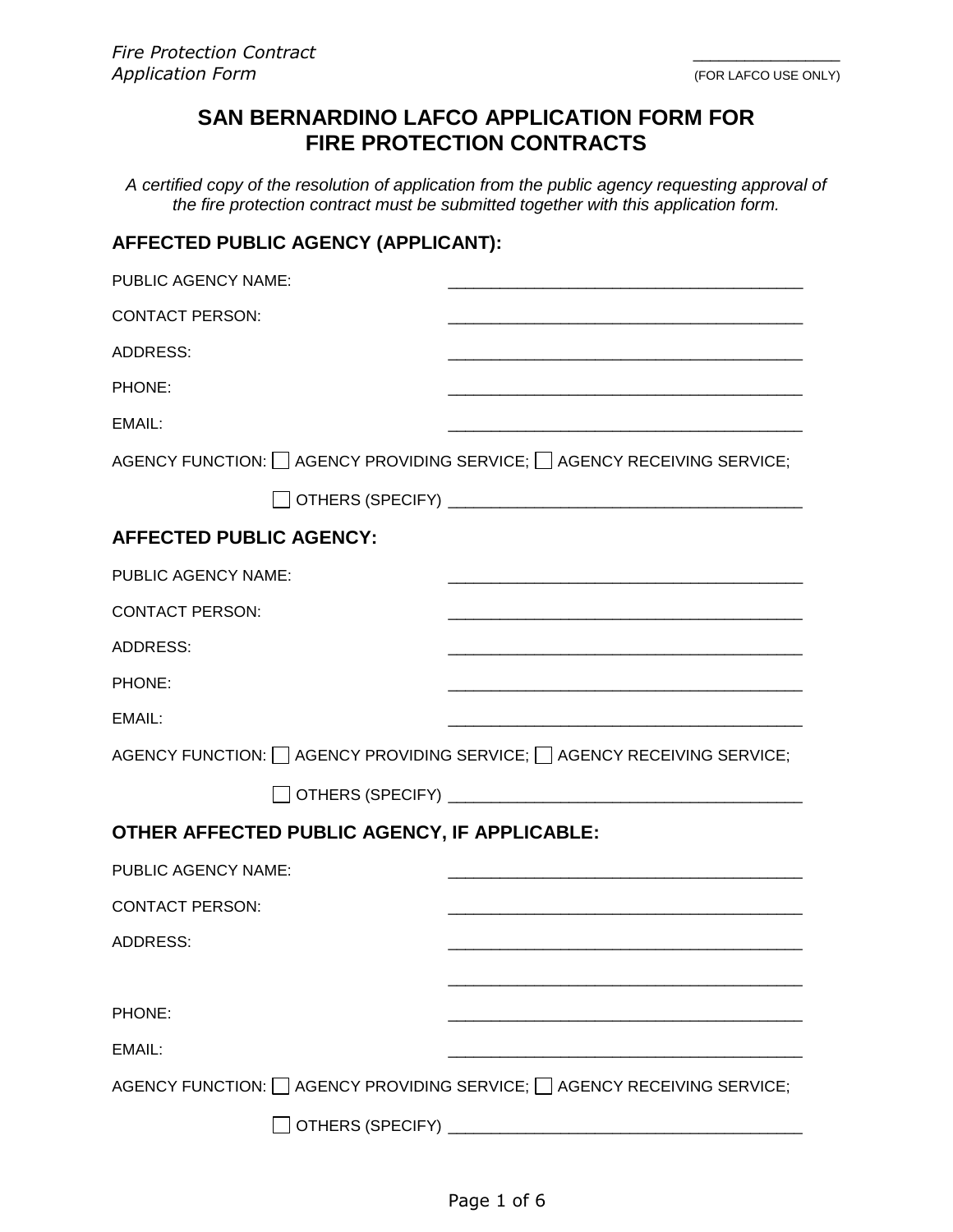*Fire Protection Contract*
*Application Form*

_______________
(FOR LAFCO USE ONLY)

# SAN BERNARDINO LAFCO APPLICATION FORM FOR FIRE PROTECTION CONTRACTS

*A certified copy of the resolution of application from the public agency requesting approval of the fire protection contract must be submitted together with this application form.*

## AFFECTED PUBLIC AGENCY (APPLICANT):

PUBLIC AGENCY NAME: ________________________________________

CONTACT PERSON: ________________________________________

ADDRESS: ________________________________________

PHONE: ________________________________________

EMAIL: ________________________________________

AGENCY FUNCTION: ☐ AGENCY PROVIDING SERVICE; ☐ AGENCY RECEIVING SERVICE;

☐ OTHERS (SPECIFY) ________________________________________

## AFFECTED PUBLIC AGENCY:

PUBLIC AGENCY NAME: ________________________________________

CONTACT PERSON: ________________________________________

ADDRESS: ________________________________________

PHONE: ________________________________________

EMAIL: ________________________________________

AGENCY FUNCTION: ☐ AGENCY PROVIDING SERVICE; ☐ AGENCY RECEIVING SERVICE;

☐ OTHERS (SPECIFY) ________________________________________

## OTHER AFFECTED PUBLIC AGENCY, IF APPLICABLE:

PUBLIC AGENCY NAME: ________________________________________

CONTACT PERSON: ________________________________________

ADDRESS: ________________________________________

________________________________________

PHONE: ________________________________________

EMAIL: ________________________________________

AGENCY FUNCTION: ☐ AGENCY PROVIDING SERVICE; ☐ AGENCY RECEIVING SERVICE;

☐ OTHERS (SPECIFY) ________________________________________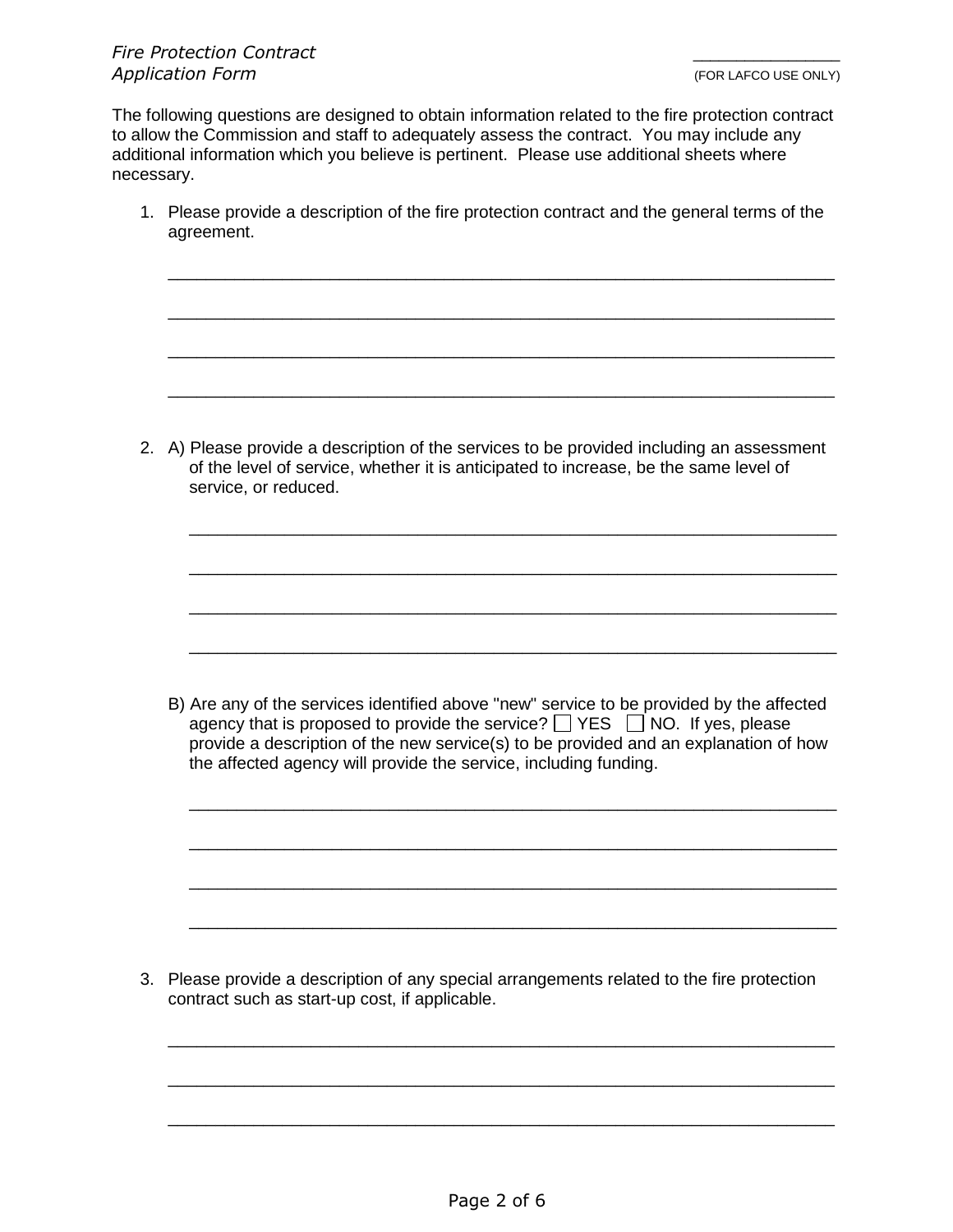*Fire Protection Contract*
*Application Form*

________________
(FOR LAFCO USE ONLY)

The following questions are designed to obtain information related to the fire protection contract to allow the Commission and staff to adequately assess the contract. You may include any additional information which you believe is pertinent. Please use additional sheets where necessary.

1. Please provide a description of the fire protection contract and the general terms of the agreement.

   ______________________________________________________________________

   ______________________________________________________________________

   ______________________________________________________________________

   ______________________________________________________________________

2. A) Please provide a description of the services to be provided including an assessment of the level of service, whether it is anticipated to increase, be the same level of service, or reduced.

   ______________________________________________________________________

   ______________________________________________________________________

   ______________________________________________________________________

   ______________________________________________________________________

   B) Are any of the services identified above "new" service to be provided by the affected agency that is proposed to provide the service? ☐ YES ☐ NO. If yes, please provide a description of the new service(s) to be provided and an explanation of how the affected agency will provide the service, including funding.

   ______________________________________________________________________

   ______________________________________________________________________

   ______________________________________________________________________

   ______________________________________________________________________

3. Please provide a description of any special arrangements related to the fire protection contract such as start-up cost, if applicable.

   ______________________________________________________________________

   ______________________________________________________________________

   ______________________________________________________________________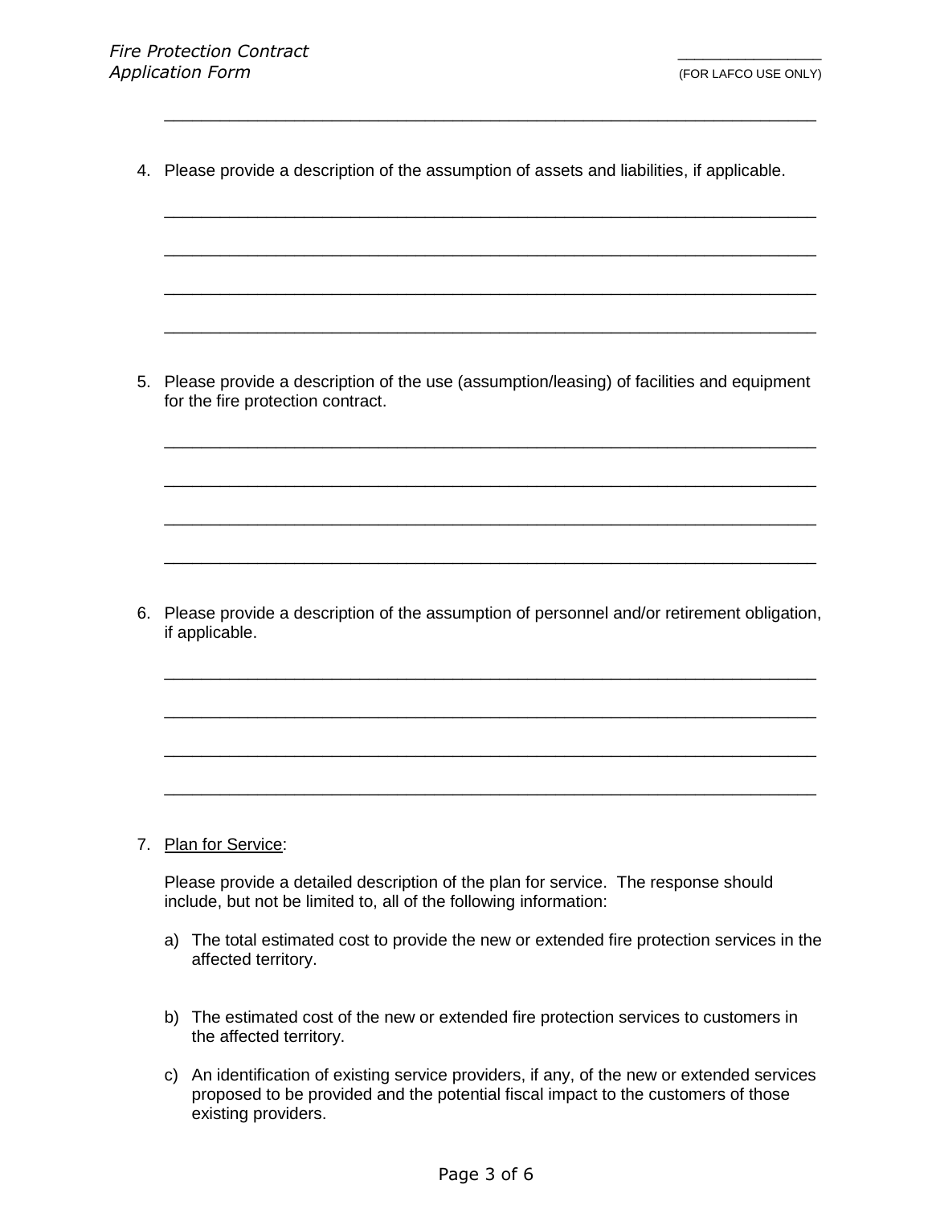4. Please provide a description of the assumption of assets and liabilities, if applicable.

______________________________________________________________________

______________________________________________________________________

______________________________________________________________________

______________________________________________________________________

5. Please provide a description of the use (assumption/leasing) of facilities and equipment for the fire protection contract.

______________________________________________________________________

______________________________________________________________________

______________________________________________________________________

______________________________________________________________________

6. Please provide a description of the assumption of personnel and/or retirement obligation, if applicable.

______________________________________________________________________

______________________________________________________________________

______________________________________________________________________

______________________________________________________________________

7. Plan for Service:

   Please provide a detailed description of the plan for service. The response should include, but not be limited to, all of the following information:

   a) The total estimated cost to provide the new or extended fire protection services in the affected territory.

   b) The estimated cost of the new or extended fire protection services to customers in the affected territory.

   c) An identification of existing service providers, if any, of the new or extended services proposed to be provided and the potential fiscal impact to the customers of those existing providers.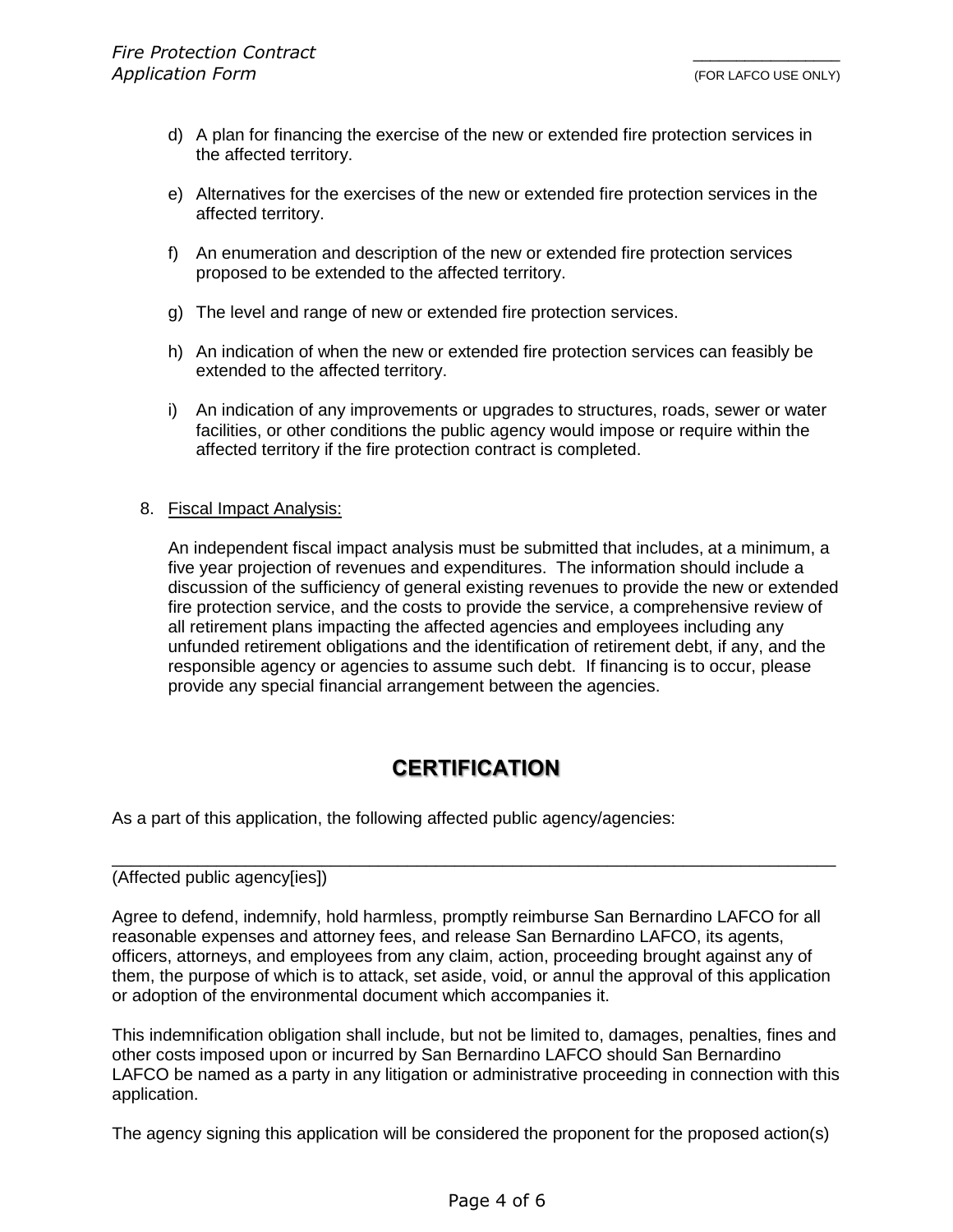d) A plan for financing the exercise of the new or extended fire protection services in the affected territory.

e) Alternatives for the exercises of the new or extended fire protection services in the affected territory.

f) An enumeration and description of the new or extended fire protection services proposed to be extended to the affected territory.

g) The level and range of new or extended fire protection services.

h) An indication of when the new or extended fire protection services can feasibly be extended to the affected territory.

i) An indication of any improvements or upgrades to structures, roads, sewer or water facilities, or other conditions the public agency would impose or require within the affected territory if the fire protection contract is completed.

8. Fiscal Impact Analysis:

   An independent fiscal impact analysis must be submitted that includes, at a minimum, a five year projection of revenues and expenditures. The information should include a discussion of the sufficiency of general existing revenues to provide the new or extended fire protection service, and the costs to provide the service, a comprehensive review of all retirement plans impacting the affected agencies and employees including any unfunded retirement obligations and the identification of retirement debt, if any, and the responsible agency or agencies to assume such debt. If financing is to occur, please provide any special financial arrangement between the agencies.

## CERTIFICATION

As a part of this application, the following affected public agency/agencies:

______________________________________________________________________________
(Affected public agency[ies])

Agree to defend, indemnify, hold harmless, promptly reimburse San Bernardino LAFCO for all reasonable expenses and attorney fees, and release San Bernardino LAFCO, its agents, officers, attorneys, and employees from any claim, action, proceeding brought against any of them, the purpose of which is to attack, set aside, void, or annul the approval of this application or adoption of the environmental document which accompanies it.

This indemnification obligation shall include, but not be limited to, damages, penalties, fines and other costs imposed upon or incurred by San Bernardino LAFCO should San Bernardino LAFCO be named as a party in any litigation or administrative proceeding in connection with this application.

The agency signing this application will be considered the proponent for the proposed action(s)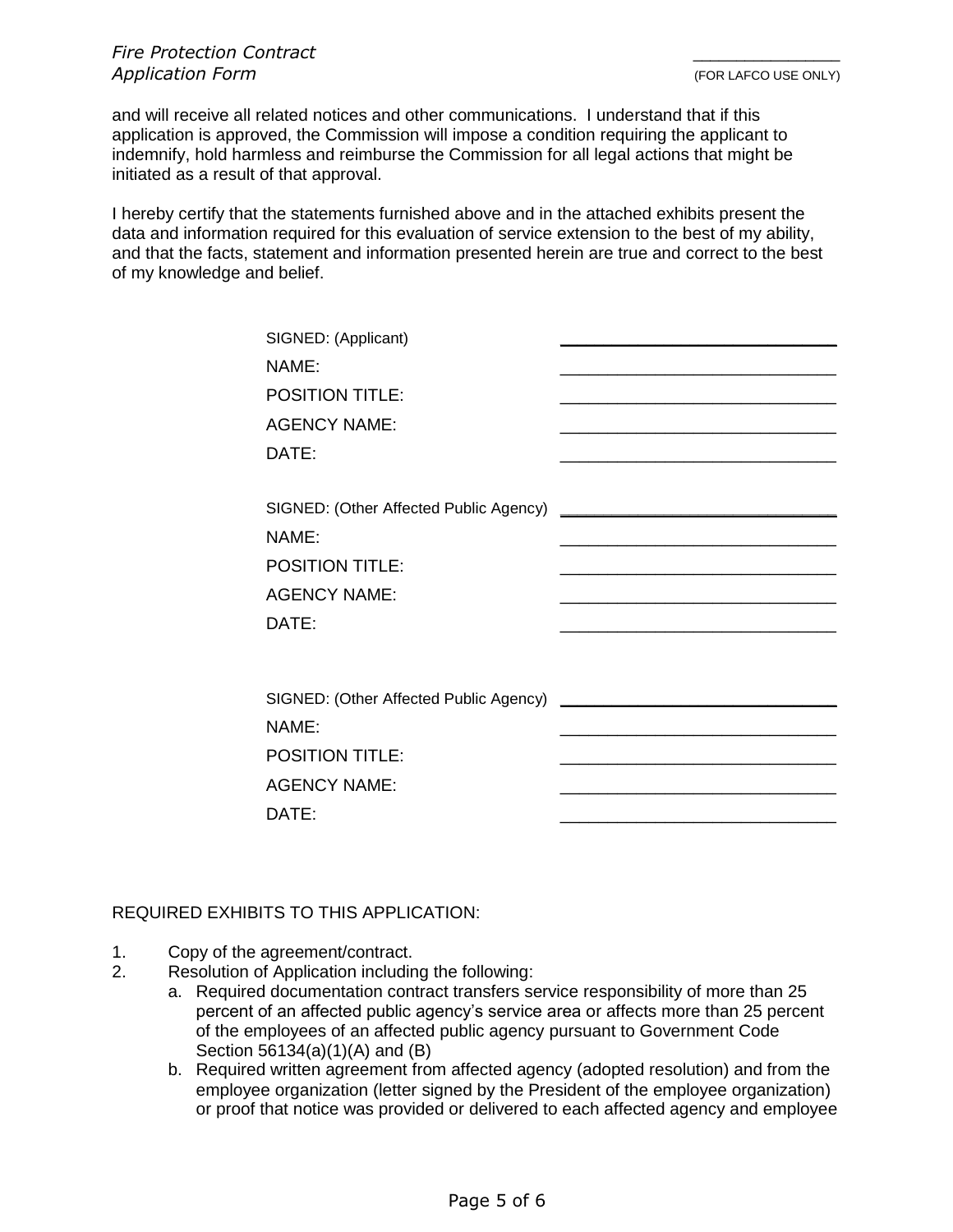and will receive all related notices and other communications. I understand that if this application is approved, the Commission will impose a condition requiring the applicant to indemnify, hold harmless and reimburse the Commission for all legal actions that might be initiated as a result of that approval.

I hereby certify that the statements furnished above and in the attached exhibits present the data and information required for this evaluation of service extension to the best of my ability, and that the facts, statement and information presented herein are true and correct to the best of my knowledge and belief.

SIGNED: (Applicant) ______________________________

NAME: ______________________________

POSITION TITLE: ______________________________

AGENCY NAME: ______________________________

DATE: ______________________________

SIGNED: (Other Affected Public Agency) ______________________________

NAME: ______________________________

POSITION TITLE: ______________________________

AGENCY NAME: ______________________________

DATE: ______________________________

SIGNED: (Other Affected Public Agency) ______________________________

NAME: ______________________________

POSITION TITLE: ______________________________

AGENCY NAME: ______________________________

DATE: ______________________________

REQUIRED EXHIBITS TO THIS APPLICATION:

1. Copy of the agreement/contract.
2. Resolution of Application including the following:
   a. Required documentation contract transfers service responsibility of more than 25 percent of an affected public agency's service area or affects more than 25 percent of the employees of an affected public agency pursuant to Government Code Section 56134(a)(1)(A) and (B)
   b. Required written agreement from affected agency (adopted resolution) and from the employee organization (letter signed by the President of the employee organization) or proof that notice was provided or delivered to each affected agency and employee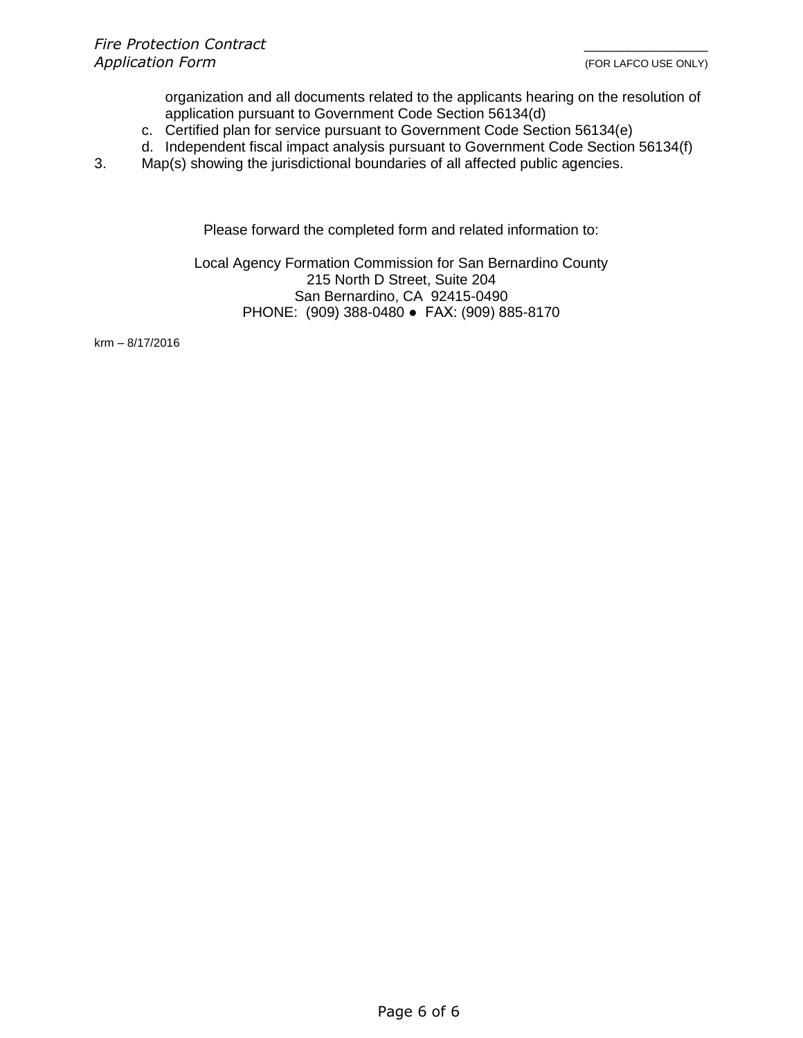organization and all documents related to the applicants hearing on the resolution of application pursuant to Government Code Section 56134(d)

c. Certified plan for service pursuant to Government Code Section 56134(e)

d. Independent fiscal impact analysis pursuant to Government Code Section 56134(f)

3. Map(s) showing the jurisdictional boundaries of all affected public agencies.

Please forward the completed form and related information to:

Local Agency Formation Commission for San Bernardino County
215 North D Street, Suite 204
San Bernardino, CA 92415-0490
PHONE: (909) 388-0480 ● FAX: (909) 885-8170

krm – 8/17/2016